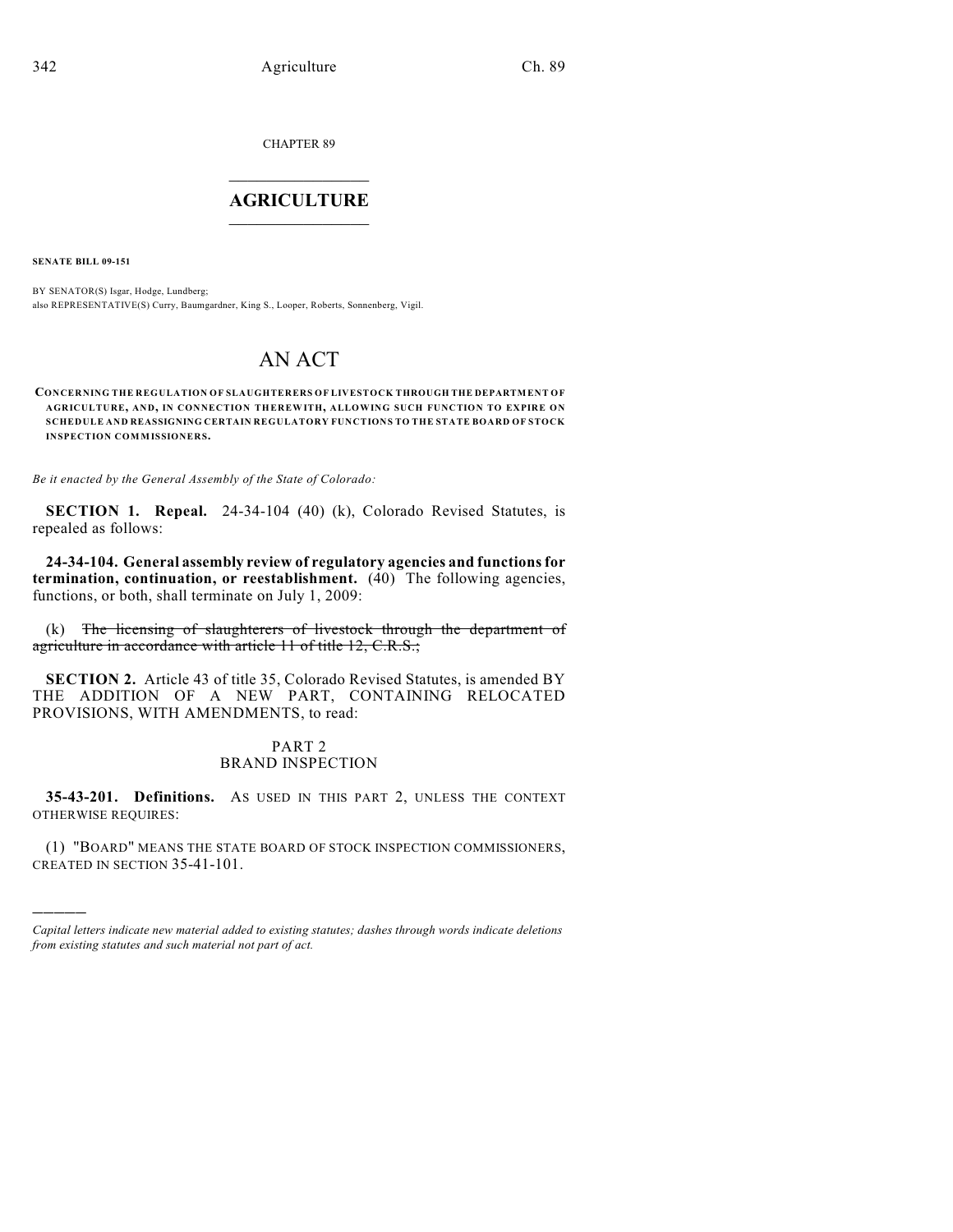CHAPTER 89

# AGRICULTURE

**SENATE BILL 09-151**

BY SENATOR(S) Isgar, Hodge, Lundberg;
also REPRESENTATIVE(S) Curry, Baumgardner, King S., Looper, Roberts, Sonnenberg, Vigil.

# AN ACT

**CONCERNING THE REGULATION OF SLAUGHTERERS OF LIVESTOCK THROUGH THE DEPARTMENT OF AGRICULTURE, AND, IN CONNECTION THEREWITH, ALLOWING SUCH FUNCTION TO EXPIRE ON SCHEDULE AND REASSIGNING CERTAIN REGULATORY FUNCTIONS TO THE STATE BOARD OF STOCK INSPECTION COMMISSIONERS.**

*Be it enacted by the General Assembly of the State of Colorado:*

**SECTION 1. Repeal.** 24-34-104 (40) (k), Colorado Revised Statutes, is repealed as follows:

**24-34-104. General assembly review of regulatory agencies and functions for termination, continuation, or reestablishment.** (40) The following agencies, functions, or both, shall terminate on July 1, 2009:

(k) ~~The licensing of slaughterers of livestock through the department of agriculture in accordance with article 11 of title 12, C.R.S.;~~

**SECTION 2.** Article 43 of title 35, Colorado Revised Statutes, is amended BY THE ADDITION OF A NEW PART, CONTAINING RELOCATED PROVISIONS, WITH AMENDMENTS, to read:

PART 2
BRAND INSPECTION

**35-43-201. Definitions.** AS USED IN THIS PART 2, UNLESS THE CONTEXT OTHERWISE REQUIRES:

(1) "BOARD" MEANS THE STATE BOARD OF STOCK INSPECTION COMMISSIONERS, CREATED IN SECTION 35-41-101.

---

*Capital letters indicate new material added to existing statutes; dashes through words indicate deletions from existing statutes and such material not part of act.*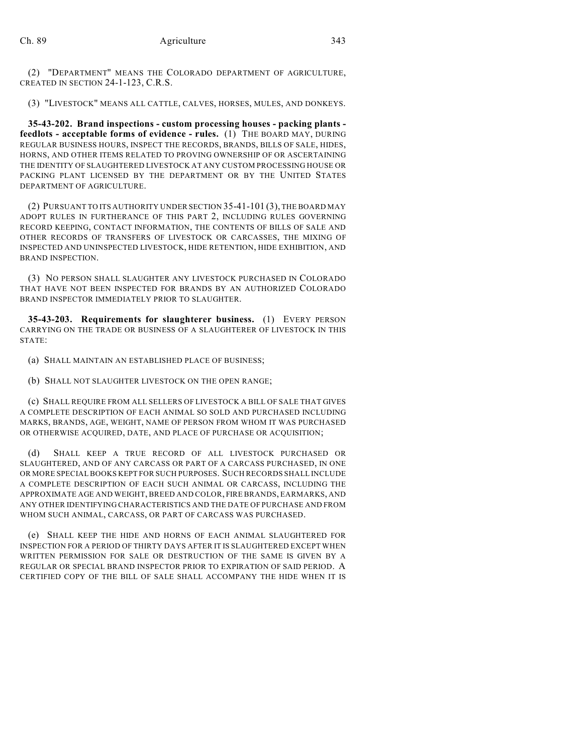(2) "DEPARTMENT" MEANS THE COLORADO DEPARTMENT OF AGRICULTURE, CREATED IN SECTION 24-1-123, C.R.S.

(3) "LIVESTOCK" MEANS ALL CATTLE, CALVES, HORSES, MULES, AND DONKEYS.

**35-43-202. Brand inspections - custom processing houses - packing plants - feedlots - acceptable forms of evidence - rules.** (1) THE BOARD MAY, DURING REGULAR BUSINESS HOURS, INSPECT THE RECORDS, BRANDS, BILLS OF SALE, HIDES, HORNS, AND OTHER ITEMS RELATED TO PROVING OWNERSHIP OF OR ASCERTAINING THE IDENTITY OF SLAUGHTERED LIVESTOCK AT ANY CUSTOM PROCESSING HOUSE OR PACKING PLANT LICENSED BY THE DEPARTMENT OR BY THE UNITED STATES DEPARTMENT OF AGRICULTURE.

(2) PURSUANT TO ITS AUTHORITY UNDER SECTION 35-41-101 (3), THE BOARD MAY ADOPT RULES IN FURTHERANCE OF THIS PART 2, INCLUDING RULES GOVERNING RECORD KEEPING, CONTACT INFORMATION, THE CONTENTS OF BILLS OF SALE AND OTHER RECORDS OF TRANSFERS OF LIVESTOCK OR CARCASSES, THE MIXING OF INSPECTED AND UNINSPECTED LIVESTOCK, HIDE RETENTION, HIDE EXHIBITION, AND BRAND INSPECTION.

(3) NO PERSON SHALL SLAUGHTER ANY LIVESTOCK PURCHASED IN COLORADO THAT HAVE NOT BEEN INSPECTED FOR BRANDS BY AN AUTHORIZED COLORADO BRAND INSPECTOR IMMEDIATELY PRIOR TO SLAUGHTER.

**35-43-203. Requirements for slaughterer business.** (1) EVERY PERSON CARRYING ON THE TRADE OR BUSINESS OF A SLAUGHTERER OF LIVESTOCK IN THIS STATE:

(a) SHALL MAINTAIN AN ESTABLISHED PLACE OF BUSINESS;

(b) SHALL NOT SLAUGHTER LIVESTOCK ON THE OPEN RANGE;

(c) SHALL REQUIRE FROM ALL SELLERS OF LIVESTOCK A BILL OF SALE THAT GIVES A COMPLETE DESCRIPTION OF EACH ANIMAL SO SOLD AND PURCHASED INCLUDING MARKS, BRANDS, AGE, WEIGHT, NAME OF PERSON FROM WHOM IT WAS PURCHASED OR OTHERWISE ACQUIRED, DATE, AND PLACE OF PURCHASE OR ACQUISITION;

(d) SHALL KEEP A TRUE RECORD OF ALL LIVESTOCK PURCHASED OR SLAUGHTERED, AND OF ANY CARCASS OR PART OF A CARCASS PURCHASED, IN ONE OR MORE SPECIAL BOOKS KEPT FOR SUCH PURPOSES. SUCH RECORDS SHALL INCLUDE A COMPLETE DESCRIPTION OF EACH SUCH ANIMAL OR CARCASS, INCLUDING THE APPROXIMATE AGE AND WEIGHT, BREED AND COLOR, FIRE BRANDS, EARMARKS, AND ANY OTHER IDENTIFYING CHARACTERISTICS AND THE DATE OF PURCHASE AND FROM WHOM SUCH ANIMAL, CARCASS, OR PART OF CARCASS WAS PURCHASED.

(e) SHALL KEEP THE HIDE AND HORNS OF EACH ANIMAL SLAUGHTERED FOR INSPECTION FOR A PERIOD OF THIRTY DAYS AFTER IT IS SLAUGHTERED EXCEPT WHEN WRITTEN PERMISSION FOR SALE OR DESTRUCTION OF THE SAME IS GIVEN BY A REGULAR OR SPECIAL BRAND INSPECTOR PRIOR TO EXPIRATION OF SAID PERIOD. A CERTIFIED COPY OF THE BILL OF SALE SHALL ACCOMPANY THE HIDE WHEN IT IS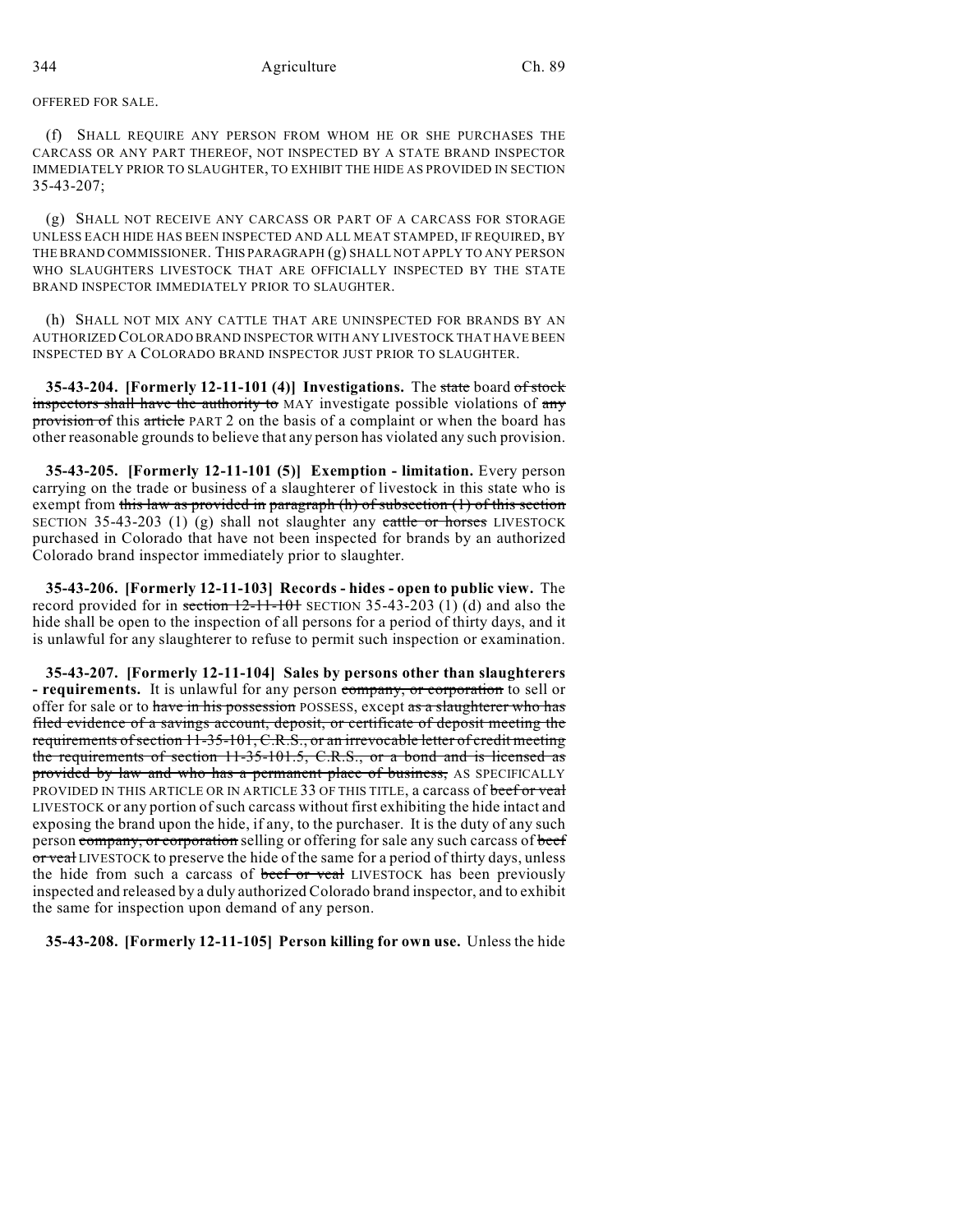OFFERED FOR SALE.

(f) SHALL REQUIRE ANY PERSON FROM WHOM HE OR SHE PURCHASES THE CARCASS OR ANY PART THEREOF, NOT INSPECTED BY A STATE BRAND INSPECTOR IMMEDIATELY PRIOR TO SLAUGHTER, TO EXHIBIT THE HIDE AS PROVIDED IN SECTION 35-43-207;

(g) SHALL NOT RECEIVE ANY CARCASS OR PART OF A CARCASS FOR STORAGE UNLESS EACH HIDE HAS BEEN INSPECTED AND ALL MEAT STAMPED, IF REQUIRED, BY THE BRAND COMMISSIONER. THIS PARAGRAPH (g) SHALL NOT APPLY TO ANY PERSON WHO SLAUGHTERS LIVESTOCK THAT ARE OFFICIALLY INSPECTED BY THE STATE BRAND INSPECTOR IMMEDIATELY PRIOR TO SLAUGHTER.

(h) SHALL NOT MIX ANY CATTLE THAT ARE UNINSPECTED FOR BRANDS BY AN AUTHORIZED COLORADO BRAND INSPECTOR WITH ANY LIVESTOCK THAT HAVE BEEN INSPECTED BY A COLORADO BRAND INSPECTOR JUST PRIOR TO SLAUGHTER.

**35-43-204. [Formerly 12-11-101 (4)] Investigations.** The ~~state~~ board ~~of stock inspectors shall have the authority to~~ MAY investigate possible violations of ~~any provision of~~ this ~~article~~ PART 2 on the basis of a complaint or when the board has other reasonable grounds to believe that any person has violated any such provision.

**35-43-205. [Formerly 12-11-101 (5)] Exemption - limitation.** Every person carrying on the trade or business of a slaughterer of livestock in this state who is exempt from ~~this law as provided in paragraph (h) of subsection (1) of this section~~ SECTION 35-43-203 (1) (g) shall not slaughter any ~~cattle or horses~~ LIVESTOCK purchased in Colorado that have not been inspected for brands by an authorized Colorado brand inspector immediately prior to slaughter.

**35-43-206. [Formerly 12-11-103] Records - hides - open to public view.** The record provided for in ~~section 12-11-101~~ SECTION 35-43-203 (1) (d) and also the hide shall be open to the inspection of all persons for a period of thirty days, and it is unlawful for any slaughterer to refuse to permit such inspection or examination.

**35-43-207. [Formerly 12-11-104] Sales by persons other than slaughterers - requirements.** It is unlawful for any person ~~company, or corporation~~ to sell or offer for sale or to ~~have in his possession~~ POSSESS, except ~~as a slaughterer who has filed evidence of a savings account, deposit, or certificate of deposit meeting the requirements of section 11-35-101, C.R.S., or an irrevocable letter of credit meeting the requirements of section 11-35-101.5, C.R.S., or a bond and is licensed as provided by law and who has a permanent place of business,~~ AS SPECIFICALLY PROVIDED IN THIS ARTICLE OR IN ARTICLE 33 OF THIS TITLE, a carcass of ~~beef or veal~~ LIVESTOCK or any portion of such carcass without first exhibiting the hide intact and exposing the brand upon the hide, if any, to the purchaser. It is the duty of any such person ~~company, or corporation~~ selling or offering for sale any such carcass of ~~beef or veal~~ LIVESTOCK to preserve the hide of the same for a period of thirty days, unless the hide from such a carcass of ~~beef or veal~~ LIVESTOCK has been previously inspected and released by a duly authorized Colorado brand inspector, and to exhibit the same for inspection upon demand of any person.

**35-43-208. [Formerly 12-11-105] Person killing for own use.** Unless the hide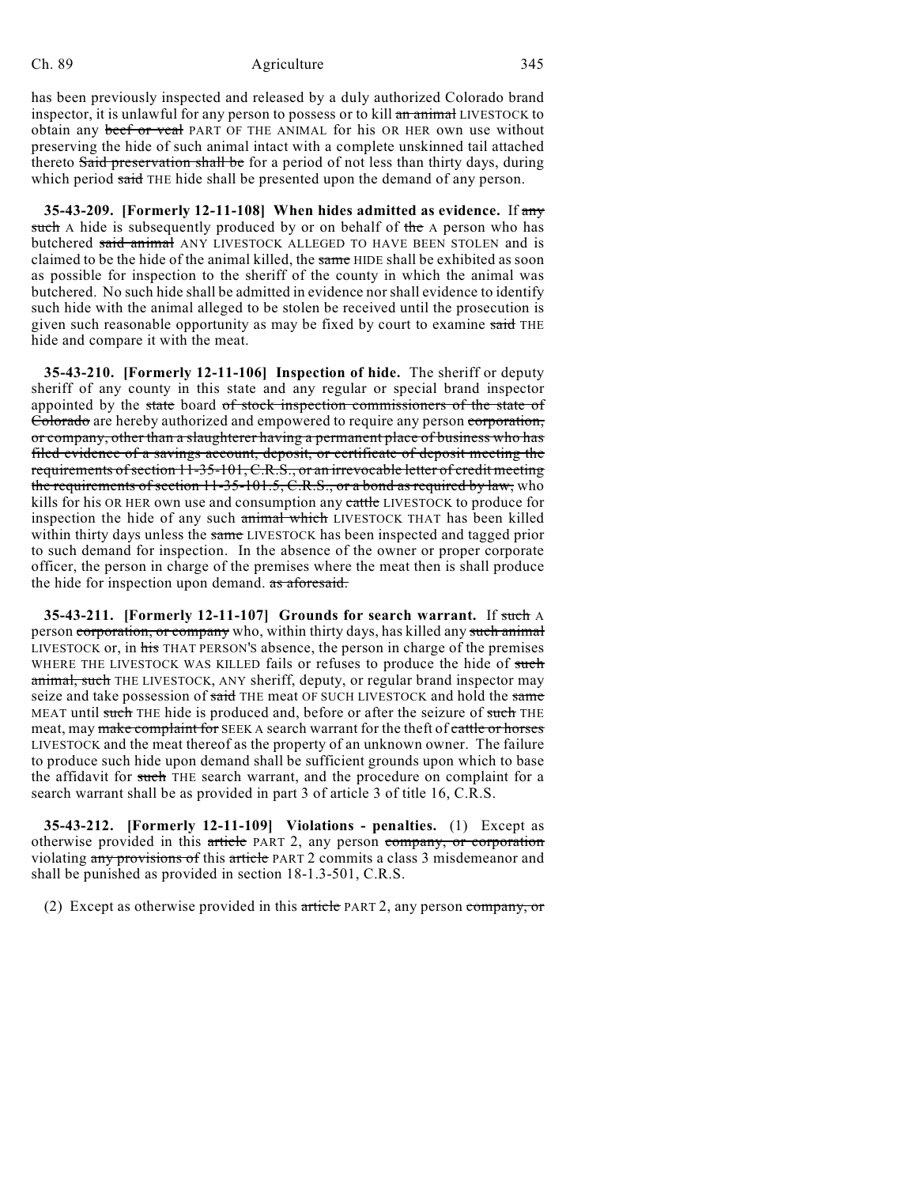has been previously inspected and released by a duly authorized Colorado brand inspector, it is unlawful for any person to possess or to kill an animal LIVESTOCK to obtain any beef or veal PART OF THE ANIMAL for his OR HER own use without preserving the hide of such animal intact with a complete unskinned tail attached thereto Said preservation shall be for a period of not less than thirty days, during which period said THE hide shall be presented upon the demand of any person.

**35-43-209. [Formerly 12-11-108] When hides admitted as evidence.** If any such A hide is subsequently produced by or on behalf of the A person who has butchered said animal ANY LIVESTOCK ALLEGED TO HAVE BEEN STOLEN and is claimed to be the hide of the animal killed, the same HIDE shall be exhibited as soon as possible for inspection to the sheriff of the county in which the animal was butchered. No such hide shall be admitted in evidence nor shall evidence to identify such hide with the animal alleged to be stolen be received until the prosecution is given such reasonable opportunity as may be fixed by court to examine said THE hide and compare it with the meat.

**35-43-210. [Formerly 12-11-106] Inspection of hide.** The sheriff or deputy sheriff of any county in this state and any regular or special brand inspector appointed by the state board of stock inspection commissioners of the state of Colorado are hereby authorized and empowered to require any person corporation, or company, other than a slaughterer having a permanent place of business who has filed evidence of a savings account, deposit, or certificate of deposit meeting the requirements of section 11-35-101, C.R.S., or an irrevocable letter of credit meeting the requirements of section 11-35-101.5, C.R.S., or a bond as required by law, who kills for his OR HER own use and consumption any cattle LIVESTOCK to produce for inspection the hide of any such animal which LIVESTOCK THAT has been killed within thirty days unless the same LIVESTOCK has been inspected and tagged prior to such demand for inspection. In the absence of the owner or proper corporate officer, the person in charge of the premises where the meat then is shall produce the hide for inspection upon demand. as aforesaid.

**35-43-211. [Formerly 12-11-107] Grounds for search warrant.** If such A person corporation, or company who, within thirty days, has killed any such animal LIVESTOCK or, in his THAT PERSON'S absence, the person in charge of the premises WHERE THE LIVESTOCK WAS KILLED fails or refuses to produce the hide of such animal, such THE LIVESTOCK, ANY sheriff, deputy, or regular brand inspector may seize and take possession of said THE meat OF SUCH LIVESTOCK and hold the same MEAT until such THE hide is produced and, before or after the seizure of such THE meat, may make complaint for SEEK A search warrant for the theft of cattle or horses LIVESTOCK and the meat thereof as the property of an unknown owner. The failure to produce such hide upon demand shall be sufficient grounds upon which to base the affidavit for such THE search warrant, and the procedure on complaint for a search warrant shall be as provided in part 3 of article 3 of title 16, C.R.S.

**35-43-212. [Formerly 12-11-109] Violations - penalties.** (1) Except as otherwise provided in this article PART 2, any person company, or corporation violating any provisions of this article PART 2 commits a class 3 misdemeanor and shall be punished as provided in section 18-1.3-501, C.R.S.

(2) Except as otherwise provided in this article PART 2, any person company, or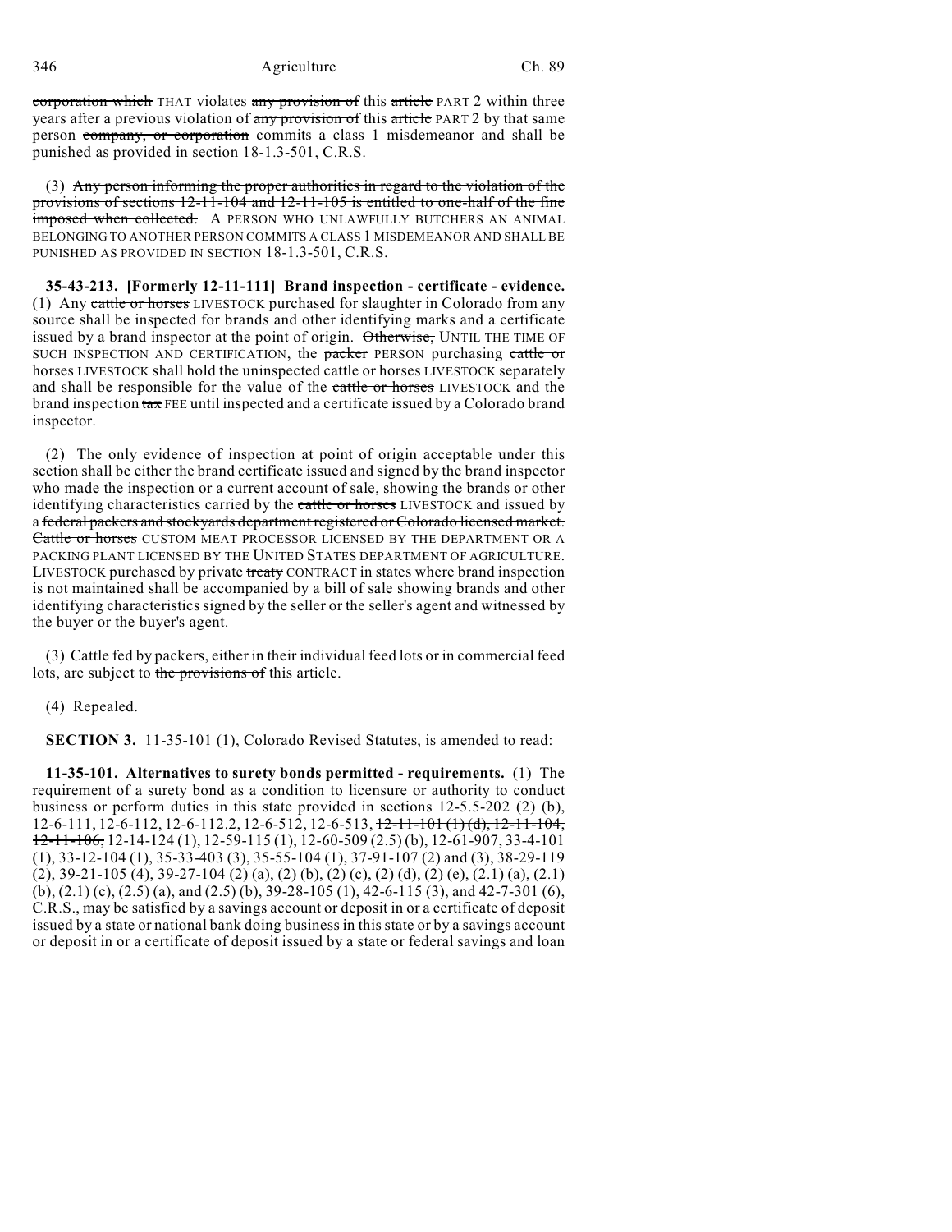corporation which THAT violates any provision of this article PART 2 within three years after a previous violation of any provision of this article PART 2 by that same person company, or corporation commits a class 1 misdemeanor and shall be punished as provided in section 18-1.3-501, C.R.S.

(3) Any person informing the proper authorities in regard to the violation of the provisions of sections 12-11-104 and 12-11-105 is entitled to one-half of the fine imposed when collected. A PERSON WHO UNLAWFULLY BUTCHERS AN ANIMAL BELONGING TO ANOTHER PERSON COMMITS A CLASS 1 MISDEMEANOR AND SHALL BE PUNISHED AS PROVIDED IN SECTION 18-1.3-501, C.R.S.

**35-43-213. [Formerly 12-11-111] Brand inspection - certificate - evidence.** (1) Any cattle or horses LIVESTOCK purchased for slaughter in Colorado from any source shall be inspected for brands and other identifying marks and a certificate issued by a brand inspector at the point of origin. Otherwise, UNTIL THE TIME OF SUCH INSPECTION AND CERTIFICATION, the packer PERSON purchasing cattle or horses LIVESTOCK shall hold the uninspected cattle or horses LIVESTOCK separately and shall be responsible for the value of the cattle or horses LIVESTOCK and the brand inspection tax FEE until inspected and a certificate issued by a Colorado brand inspector.

(2) The only evidence of inspection at point of origin acceptable under this section shall be either the brand certificate issued and signed by the brand inspector who made the inspection or a current account of sale, showing the brands or other identifying characteristics carried by the cattle or horses LIVESTOCK and issued by a federal packers and stockyards department registered or Colorado licensed market. Cattle or horses CUSTOM MEAT PROCESSOR LICENSED BY THE DEPARTMENT OR A PACKING PLANT LICENSED BY THE UNITED STATES DEPARTMENT OF AGRICULTURE. LIVESTOCK purchased by private treaty CONTRACT in states where brand inspection is not maintained shall be accompanied by a bill of sale showing brands and other identifying characteristics signed by the seller or the seller's agent and witnessed by the buyer or the buyer's agent.

(3) Cattle fed by packers, either in their individual feed lots or in commercial feed lots, are subject to the provisions of this article.

(4) Repealed.

**SECTION 3.** 11-35-101 (1), Colorado Revised Statutes, is amended to read:

**11-35-101. Alternatives to surety bonds permitted - requirements.** (1) The requirement of a surety bond as a condition to licensure or authority to conduct business or perform duties in this state provided in sections 12-5.5-202 (2) (b), 12-6-111, 12-6-112, 12-6-112.2, 12-6-512, 12-6-513, 12-11-101 (1) (d), 12-11-104, 12-11-106, 12-14-124 (1), 12-59-115 (1), 12-60-509 (2.5) (b), 12-61-907, 33-4-101 (1), 33-12-104 (1), 35-33-403 (3), 35-55-104 (1), 37-91-107 (2) and (3), 38-29-119 (2), 39-21-105 (4), 39-27-104 (2) (a), (2) (b), (2) (c), (2) (d), (2) (e), (2.1) (a), (2.1) (b), (2.1) (c), (2.5) (a), and (2.5) (b), 39-28-105 (1), 42-6-115 (3), and 42-7-301 (6), C.R.S., may be satisfied by a savings account or deposit in or a certificate of deposit issued by a state or national bank doing business in this state or by a savings account or deposit in or a certificate of deposit issued by a state or federal savings and loan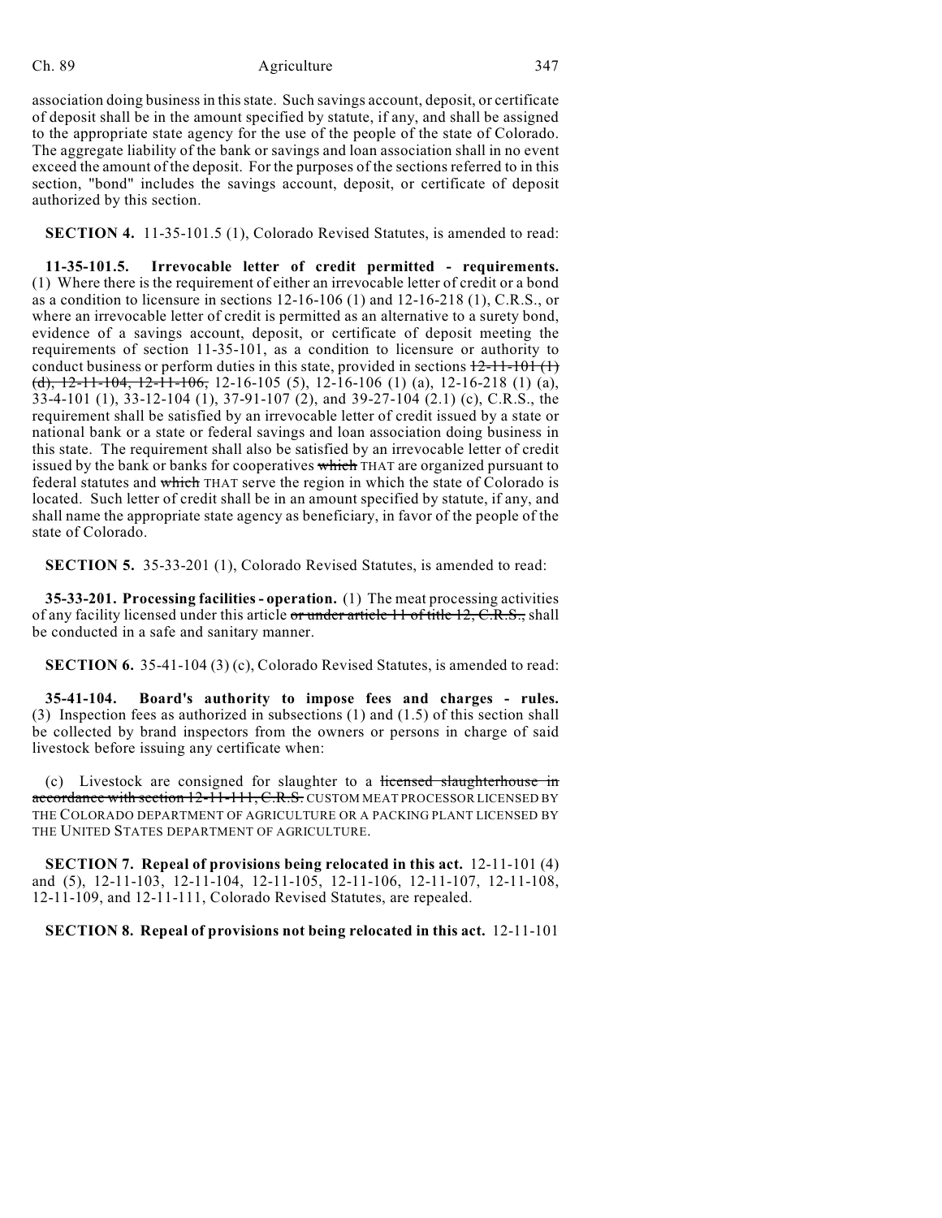association doing business in this state. Such savings account, deposit, or certificate of deposit shall be in the amount specified by statute, if any, and shall be assigned to the appropriate state agency for the use of the people of the state of Colorado. The aggregate liability of the bank or savings and loan association shall in no event exceed the amount of the deposit. For the purposes of the sections referred to in this section, "bond" includes the savings account, deposit, or certificate of deposit authorized by this section.

**SECTION 4.** 11-35-101.5 (1), Colorado Revised Statutes, is amended to read:

**11-35-101.5. Irrevocable letter of credit permitted - requirements.** (1) Where there is the requirement of either an irrevocable letter of credit or a bond as a condition to licensure in sections 12-16-106 (1) and 12-16-218 (1), C.R.S., or where an irrevocable letter of credit is permitted as an alternative to a surety bond, evidence of a savings account, deposit, or certificate of deposit meeting the requirements of section 11-35-101, as a condition to licensure or authority to conduct business or perform duties in this state, provided in sections ~~12-11-101 (1) (d), 12-11-104, 12-11-106,~~ 12-16-105 (5), 12-16-106 (1) (a), 12-16-218 (1) (a), 33-4-101 (1), 33-12-104 (1), 37-91-107 (2), and 39-27-104 (2.1) (c), C.R.S., the requirement shall be satisfied by an irrevocable letter of credit issued by a state or national bank or a state or federal savings and loan association doing business in this state. The requirement shall also be satisfied by an irrevocable letter of credit issued by the bank or banks for cooperatives ~~which~~ THAT are organized pursuant to federal statutes and ~~which~~ THAT serve the region in which the state of Colorado is located. Such letter of credit shall be in an amount specified by statute, if any, and shall name the appropriate state agency as beneficiary, in favor of the people of the state of Colorado.

**SECTION 5.** 35-33-201 (1), Colorado Revised Statutes, is amended to read:

**35-33-201. Processing facilities - operation.** (1) The meat processing activities of any facility licensed under this article ~~or under article 11 of title 12, C.R.S.,~~ shall be conducted in a safe and sanitary manner.

**SECTION 6.** 35-41-104 (3) (c), Colorado Revised Statutes, is amended to read:

**35-41-104. Board's authority to impose fees and charges - rules.** (3) Inspection fees as authorized in subsections (1) and (1.5) of this section shall be collected by brand inspectors from the owners or persons in charge of said livestock before issuing any certificate when:

(c) Livestock are consigned for slaughter to a ~~licensed slaughterhouse in accordance with section 12-11-111, C.R.S.~~ CUSTOM MEAT PROCESSOR LICENSED BY THE COLORADO DEPARTMENT OF AGRICULTURE OR A PACKING PLANT LICENSED BY THE UNITED STATES DEPARTMENT OF AGRICULTURE.

**SECTION 7. Repeal of provisions being relocated in this act.** 12-11-101 (4) and (5), 12-11-103, 12-11-104, 12-11-105, 12-11-106, 12-11-107, 12-11-108, 12-11-109, and 12-11-111, Colorado Revised Statutes, are repealed.

**SECTION 8. Repeal of provisions not being relocated in this act.** 12-11-101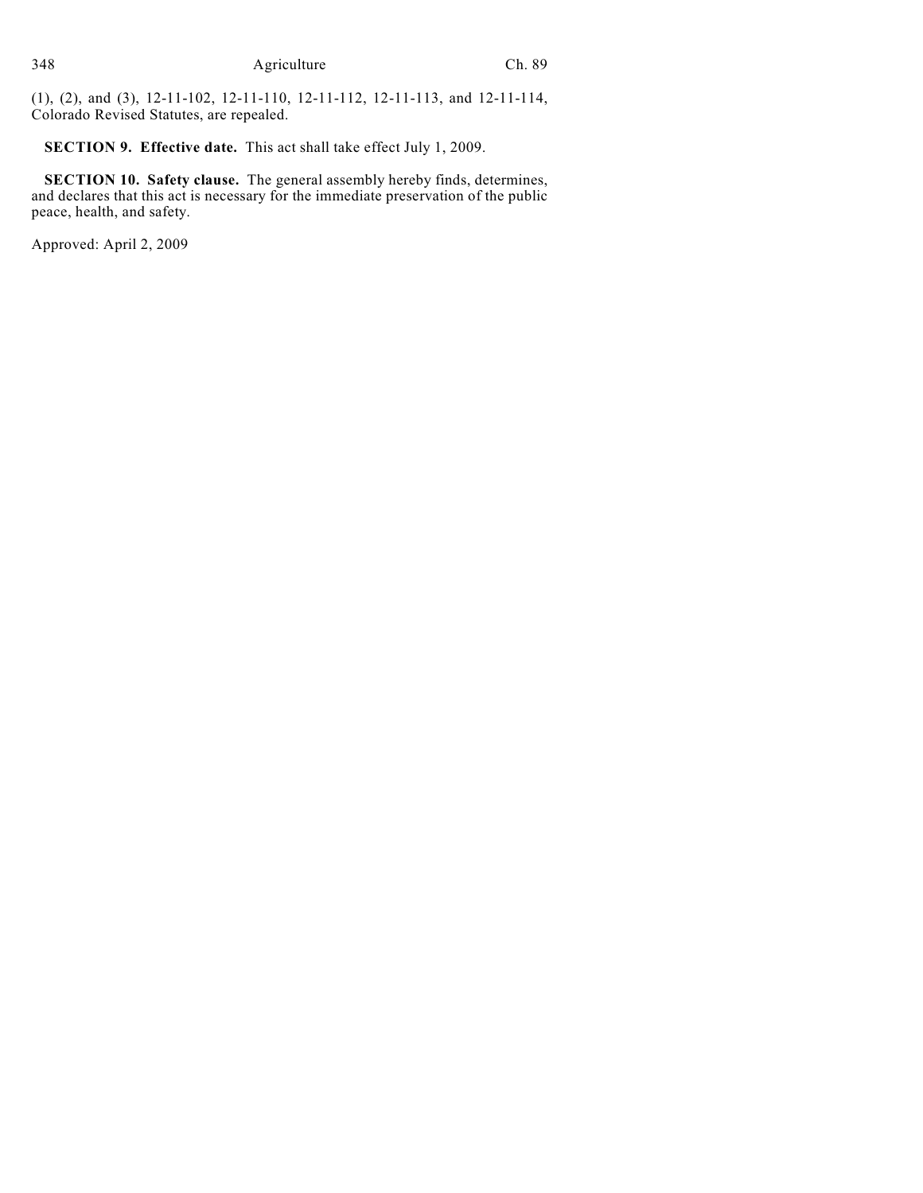(1), (2), and (3), 12-11-102, 12-11-110, 12-11-112, 12-11-113, and 12-11-114, Colorado Revised Statutes, are repealed.

**SECTION 9. Effective date.** This act shall take effect July 1, 2009.

**SECTION 10. Safety clause.** The general assembly hereby finds, determines, and declares that this act is necessary for the immediate preservation of the public peace, health, and safety.

Approved: April 2, 2009